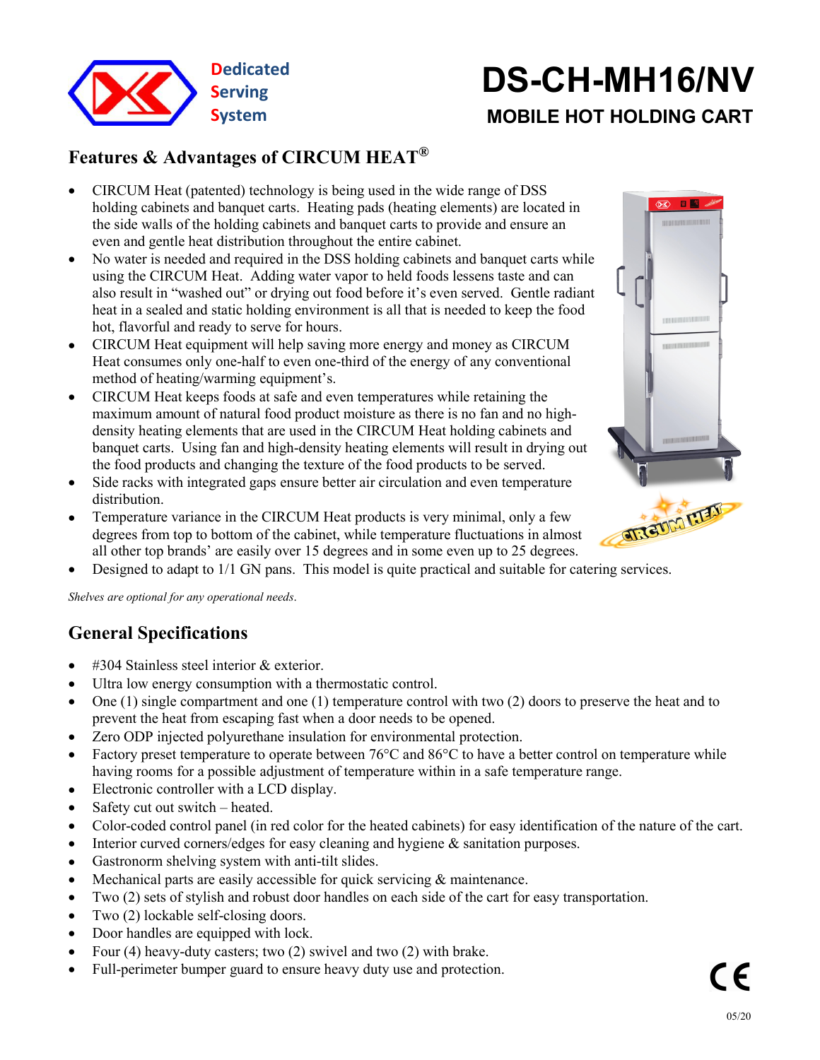Dedicated
Serving
System

# DS-CH-MH16/NV

## MOBILE HOT HOLDING CART

## Features & Advantages of CIRCUM HEAT®

- CIRCUM Heat (patented) technology is being used in the wide range of DSS holding cabinets and banquet carts. Heating pads (heating elements) are located in the side walls of the holding cabinets and banquet carts to provide and ensure an even and gentle heat distribution throughout the entire cabinet.
- No water is needed and required in the DSS holding cabinets and banquet carts while using the CIRCUM Heat. Adding water vapor to held foods lessens taste and can also result in "washed out" or drying out food before it's even served. Gentle radiant heat in a sealed and static holding environment is all that is needed to keep the food hot, flavorful and ready to serve for hours.
- CIRCUM Heat equipment will help saving more energy and money as CIRCUM Heat consumes only one-half to even one-third of the energy of any conventional method of heating/warming equipment's.
- CIRCUM Heat keeps foods at safe and even temperatures while retaining the maximum amount of natural food product moisture as there is no fan and no high-density heating elements that are used in the CIRCUM Heat holding cabinets and banquet carts. Using fan and high-density heating elements will result in drying out the food products and changing the texture of the food products to be served.
- Side racks with integrated gaps ensure better air circulation and even temperature distribution.
- Temperature variance in the CIRCUM Heat products is very minimal, only a few degrees from top to bottom of the cabinet, while temperature fluctuations in almost all other top brands' are easily over 15 degrees and in some even up to 25 degrees.
- Designed to adapt to 1/1 GN pans. This model is quite practical and suitable for catering services.

*Shelves are optional for any operational needs.*

## General Specifications

- #304 Stainless steel interior & exterior.
- Ultra low energy consumption with a thermostatic control.
- One (1) single compartment and one (1) temperature control with two (2) doors to preserve the heat and to prevent the heat from escaping fast when a door needs to be opened.
- Zero ODP injected polyurethane insulation for environmental protection.
- Factory preset temperature to operate between 76°C and 86°C to have a better control on temperature while having rooms for a possible adjustment of temperature within in a safe temperature range.
- Electronic controller with a LCD display.
- Safety cut out switch – heated.
- Color-coded control panel (in red color for the heated cabinets) for easy identification of the nature of the cart.
- Interior curved corners/edges for easy cleaning and hygiene & sanitation purposes.
- Gastronorm shelving system with anti-tilt slides.
- Mechanical parts are easily accessible for quick servicing & maintenance.
- Two (2) sets of stylish and robust door handles on each side of the cart for easy transportation.
- Two (2) lockable self-closing doors.
- Door handles are equipped with lock.
- Four (4) heavy-duty casters; two (2) swivel and two (2) with brake.
- Full-perimeter bumper guard to ensure heavy duty use and protection.

05/20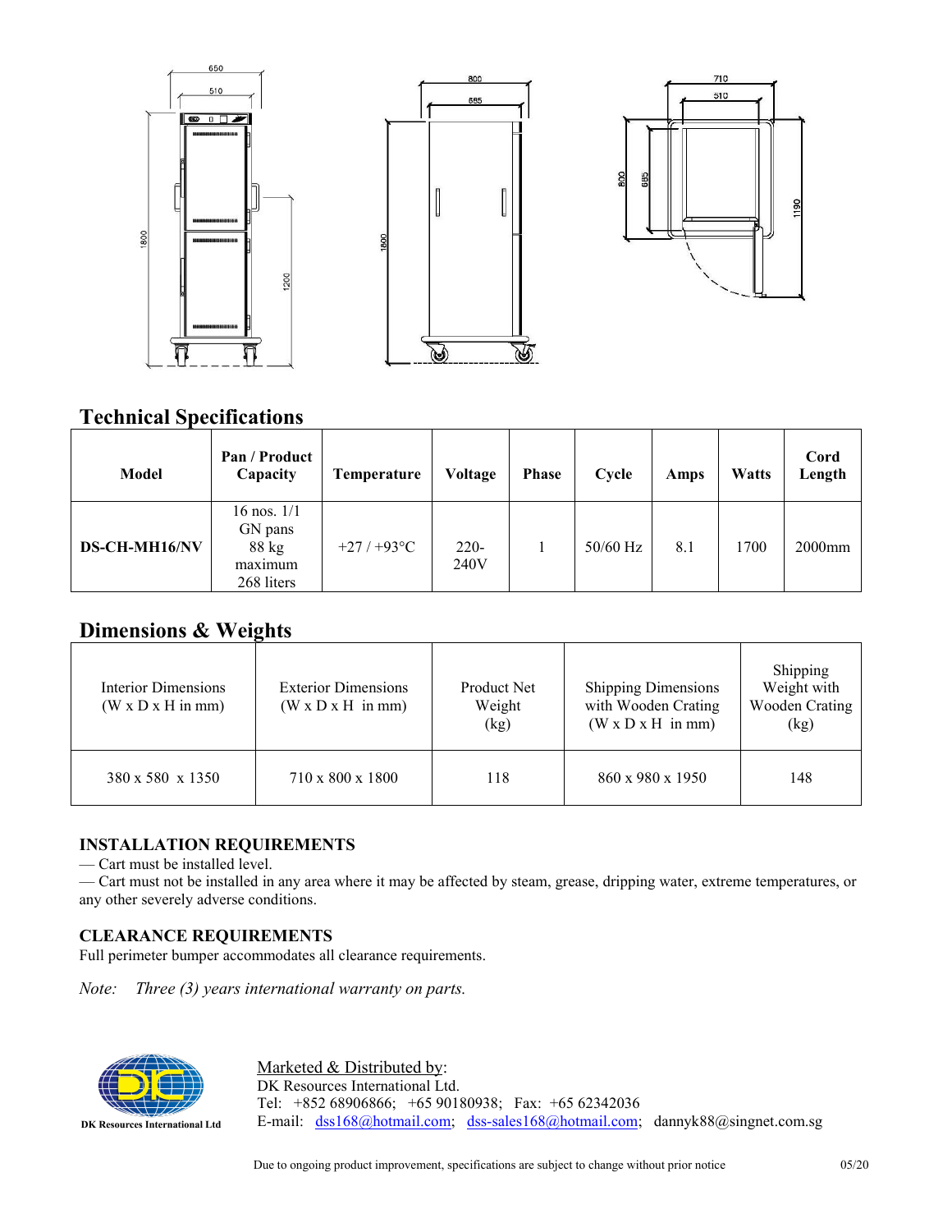650

510

1800

1200

800

685

1800

710

510

800

685

1190

## Technical Specifications

| Model | Pan / Product Capacity | Temperature | Voltage | Phase | Cycle | Amps | Watts | Cord Length |
|---|---|---|---|---|---|---|---|---|
| **DS-CH-MH16/NV** | 16 nos. 1/1 GN pans 88 kg maximum 268 liters | +27 / +93°C | 220-240V | 1 | 50/60 Hz | 8.1 | 1700 | 2000mm |

## Dimensions & Weights

| Interior Dimensions (W x D x H in mm) | Exterior Dimensions (W x D x H in mm) | Product Net Weight (kg) | Shipping Dimensions with Wooden Crating (W x D x H in mm) | Shipping Weight with Wooden Crating (kg) |
|---|---|---|---|---|
| 380 x 580 x 1350 | 710 x 800 x 1800 | 118 | 860 x 980 x 1950 | 148 |

### INSTALLATION REQUIREMENTS

— Cart must be installed level.
— Cart must not be installed in any area where it may be affected by steam, grease, dripping water, extreme temperatures, or any other severely adverse conditions.

### CLEARANCE REQUIREMENTS

Full perimeter bumper accommodates all clearance requirements.

*Note: Three (3) years international warranty on parts.*

DK Resources International Ltd

Marketed & Distributed by:
DK Resources International Ltd.
Tel: +852 68906866; +65 90180938; Fax: +65 62342036
E-mail: dss168@hotmail.com; dss-sales168@hotmail.com; dannyk88@singnet.com.sg

Due to ongoing product improvement, specifications are subject to change without prior notice 05/20